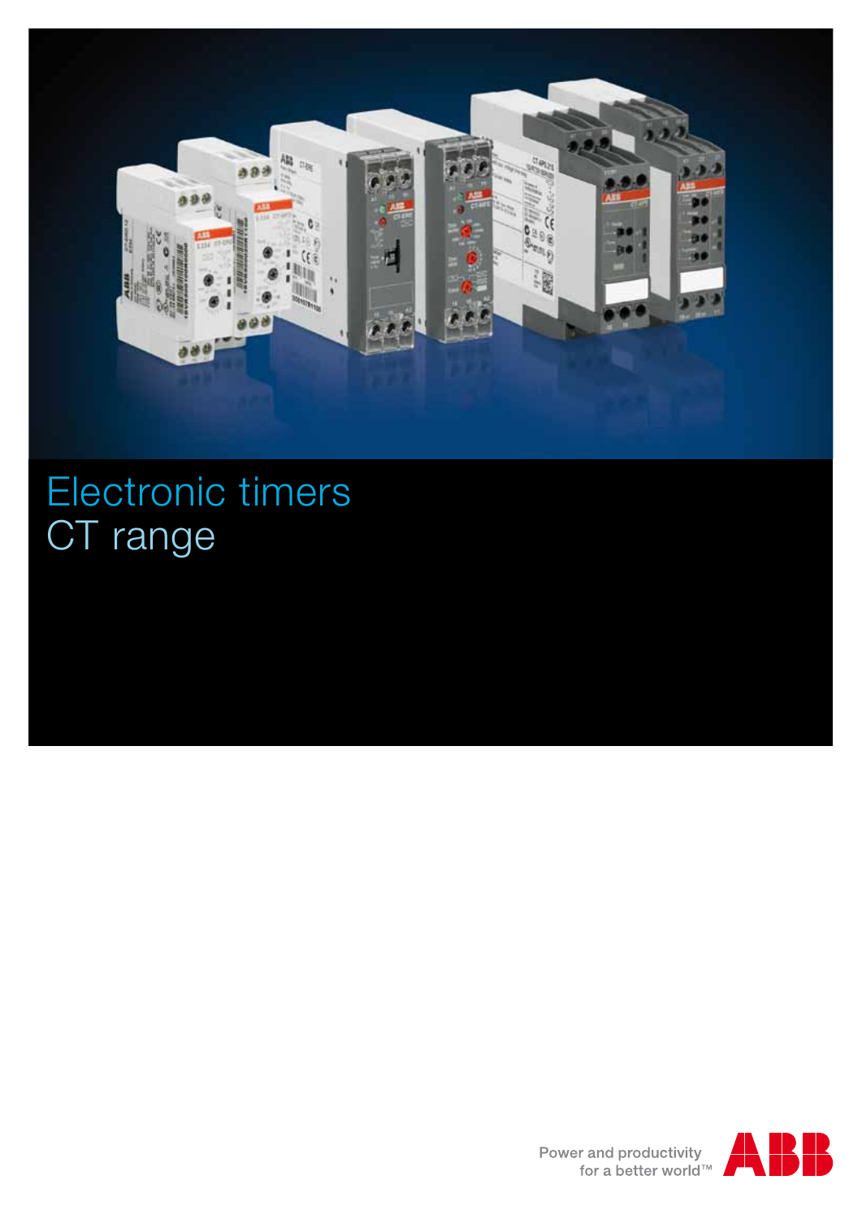# Electronic timers
# CT range

Power and productivity
for a better world™

ABB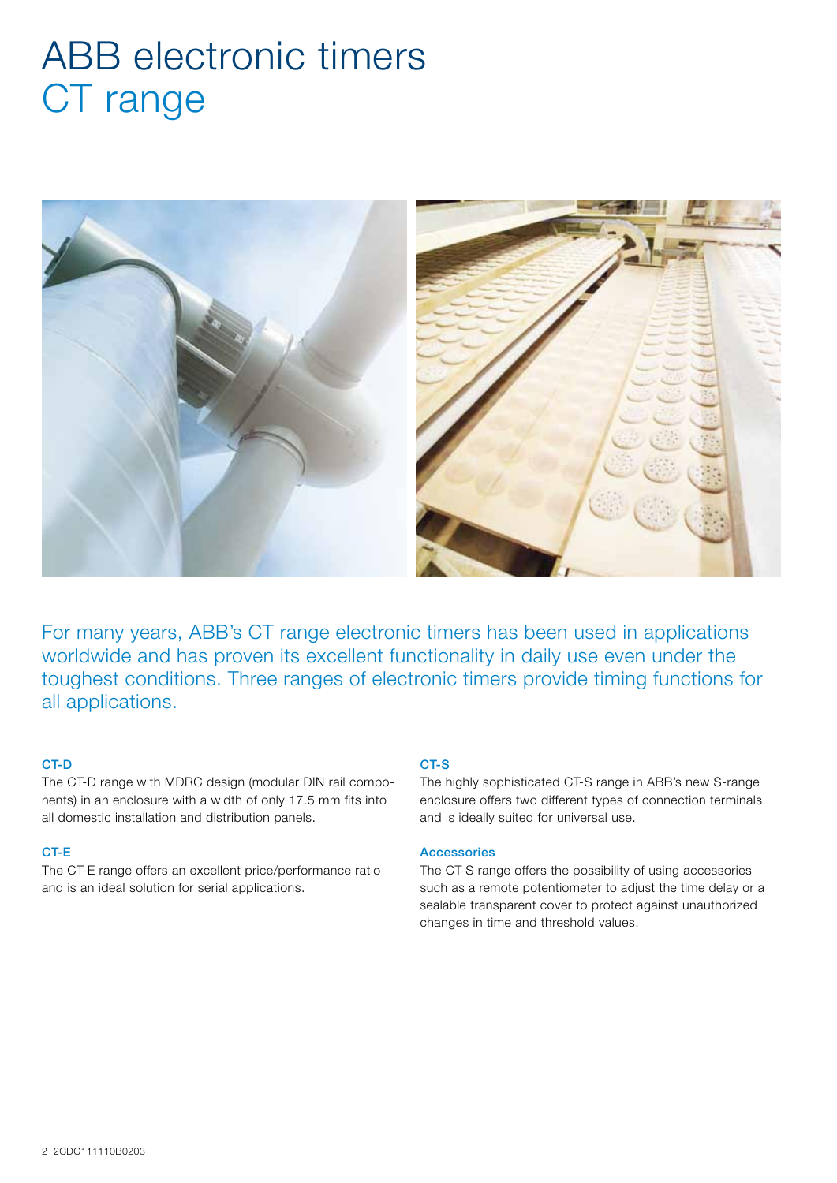# ABB electronic timers
## CT range

For many years, ABB's CT range electronic timers has been used in applications worldwide and has proven its excellent functionality in daily use even under the toughest conditions. Three ranges of electronic timers provide timing functions for all applications.

### CT-D

The CT-D range with MDRC design (modular DIN rail components) in an enclosure with a width of only 17.5 mm fits into all domestic installation and distribution panels.

### CT-E

The CT-E range offers an excellent price/performance ratio and is an ideal solution for serial applications.

### CT-S

The highly sophisticated CT-S range in ABB's new S-range enclosure offers two different types of connection terminals and is ideally suited for universal use.

### Accessories

The CT-S range offers the possibility of using accessories such as a remote potentiometer to adjust the time delay or a sealable transparent cover to protect against unauthorized changes in time and threshold values.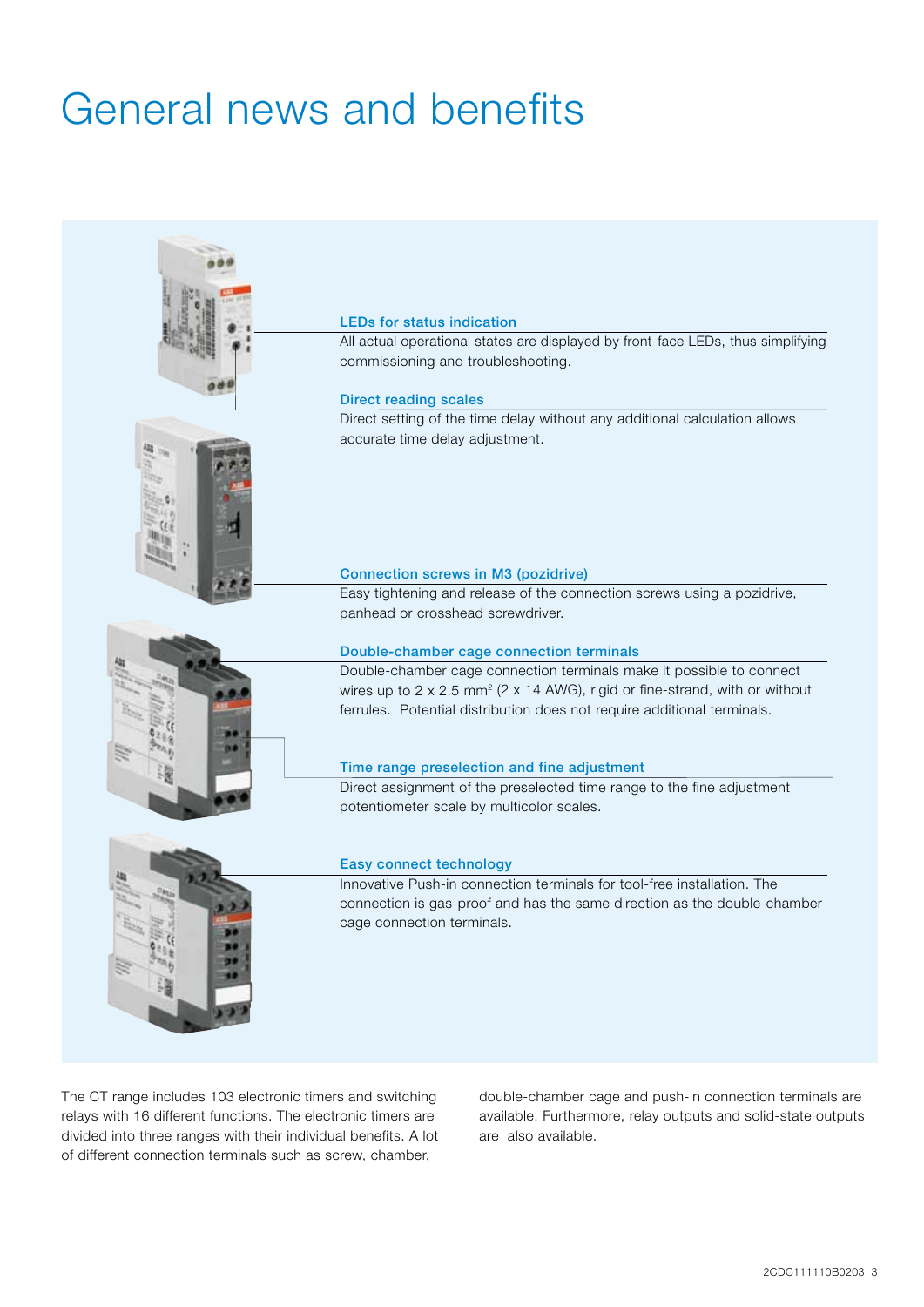# General news and benefits

### LEDs for status indication

All actual operational states are displayed by front-face LEDs, thus simplifying commissioning and troubleshooting.

### Direct reading scales

Direct setting of the time delay without any additional calculation allows accurate time delay adjustment.

### Connection screws in M3 (pozidrive)

Easy tightening and release of the connection screws using a pozidrive, panhead or crosshead screwdriver.

### Double-chamber cage connection terminals

Double-chamber cage connection terminals make it possible to connect wires up to 2 x 2.5 mm² (2 x 14 AWG), rigid or fine-strand, with or without ferrules. Potential distribution does not require additional terminals.

### Time range preselection and fine adjustment

Direct assignment of the preselected time range to the fine adjustment potentiometer scale by multicolor scales.

### Easy connect technology

Innovative Push-in connection terminals for tool-free installation. The connection is gas-proof and has the same direction as the double-chamber cage connection terminals.

The CT range includes 103 electronic timers and switching relays with 16 different functions. The electronic timers are divided into three ranges with their individual benefits. A lot of different connection terminals such as screw, chamber, double-chamber cage and push-in connection terminals are available. Furthermore, relay outputs and solid-state outputs are also available.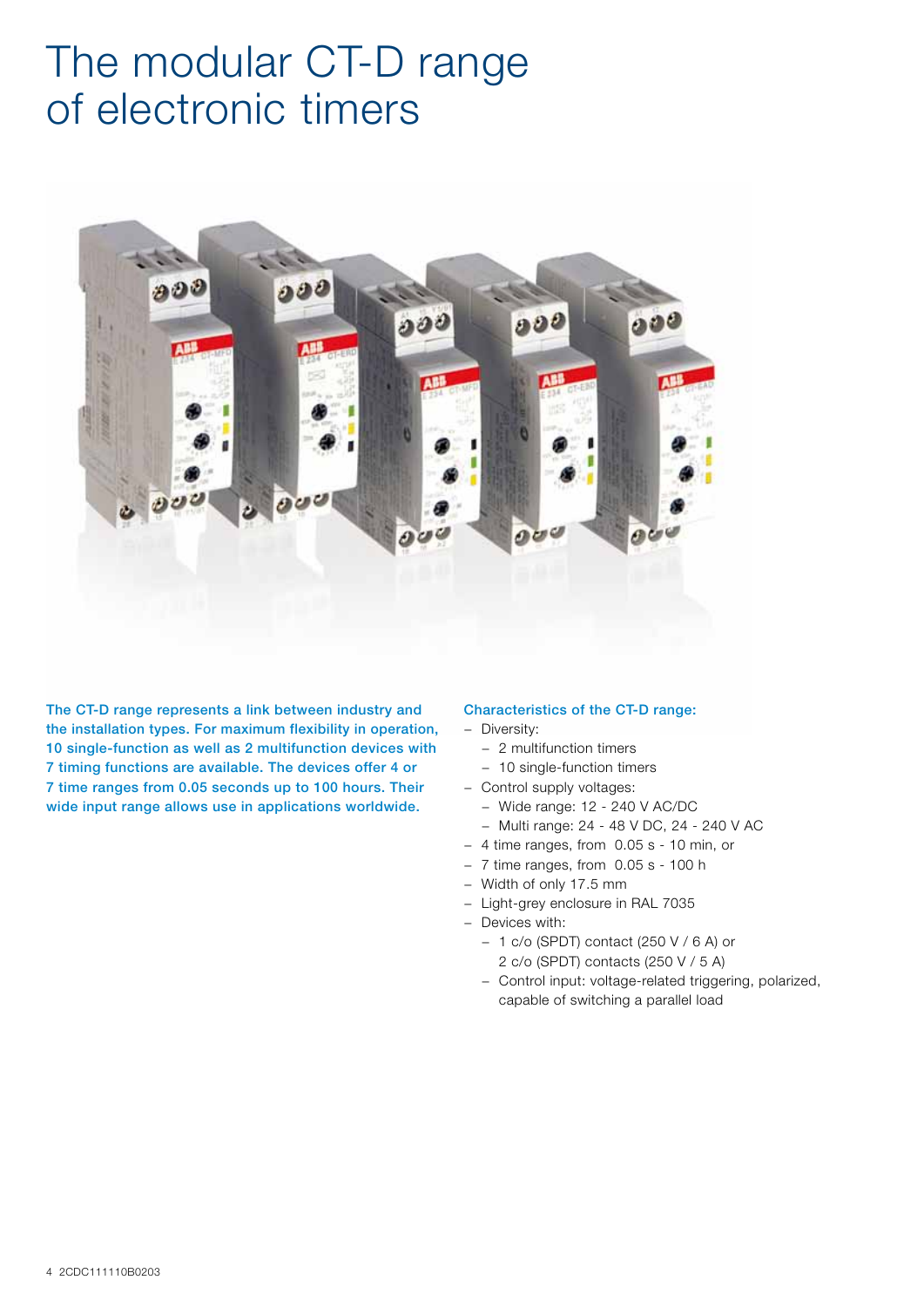# The modular CT-D range of electronic timers

**The CT-D range represents a link between industry and the installation types. For maximum flexibility in operation, 10 single-function as well as 2 multifunction devices with 7 timing functions are available. The devices offer 4 or 7 time ranges from 0.05 seconds up to 100 hours. Their wide input range allows use in applications worldwide.**

**Characteristics of the CT-D range:**

- Diversity:
  - 2 multifunction timers
  - 10 single-function timers
- Control supply voltages:
  - Wide range: 12 - 240 V AC/DC
  - Multi range: 24 - 48 V DC, 24 - 240 V AC
- 4 time ranges, from 0.05 s - 10 min, or
- 7 time ranges, from 0.05 s - 100 h
- Width of only 17.5 mm
- Light-grey enclosure in RAL 7035
- Devices with:
  - 1 c/o (SPDT) contact (250 V / 6 A) or 2 c/o (SPDT) contacts (250 V / 5 A)
  - Control input: voltage-related triggering, polarized, capable of switching a parallel load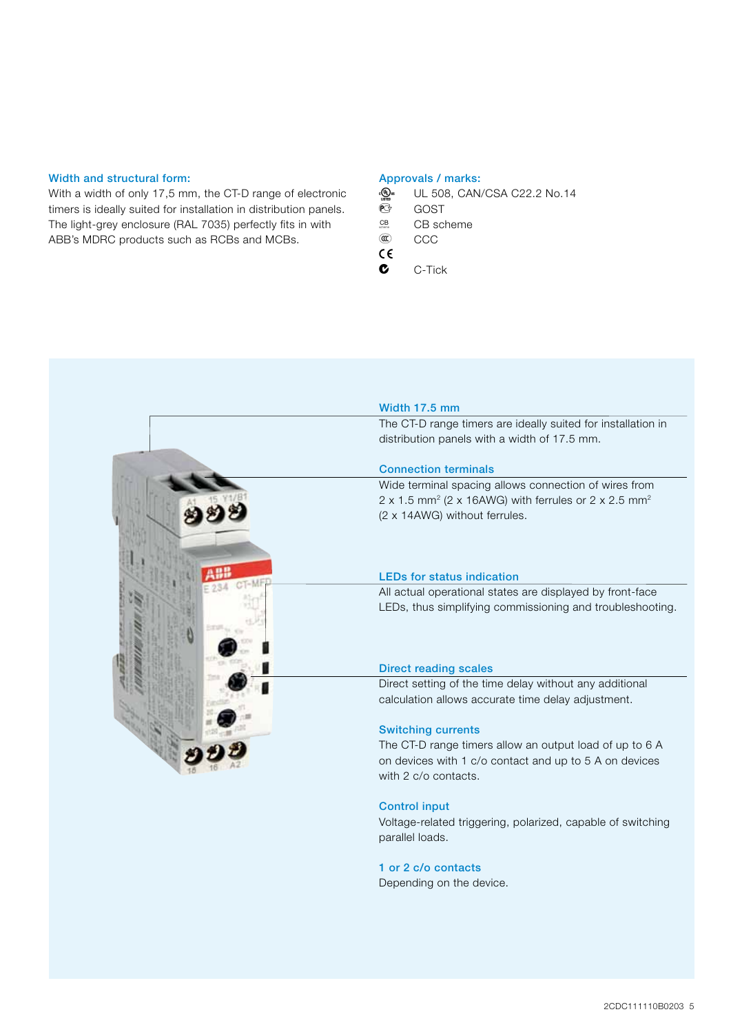## Width and structural form:

With a width of only 17,5 mm, the CT-D range of electronic timers is ideally suited for installation in distribution panels. The light-grey enclosure (RAL 7035) perfectly fits in with ABB's MDRC products such as RCBs and MCBs.

## Approvals / marks:

- UL 508, CAN/CSA C22.2 No.14
- GOST
- CB scheme
- CCC
- CE
- C-Tick

### Width 17.5 mm

The CT-D range timers are ideally suited for installation in distribution panels with a width of 17.5 mm.

### Connection terminals

Wide terminal spacing allows connection of wires from 2 x 1.5 mm² (2 x 16AWG) with ferrules or 2 x 2.5 mm² (2 x 14AWG) without ferrules.

### LEDs for status indication

All actual operational states are displayed by front-face LEDs, thus simplifying commissioning and troubleshooting.

### Direct reading scales

Direct setting of the time delay without any additional calculation allows accurate time delay adjustment.

### Switching currents

The CT-D range timers allow an output load of up to 6 A on devices with 1 c/o contact and up to 5 A on devices with 2 c/o contacts.

### Control input

Voltage-related triggering, polarized, capable of switching parallel loads.

### 1 or 2 c/o contacts

Depending on the device.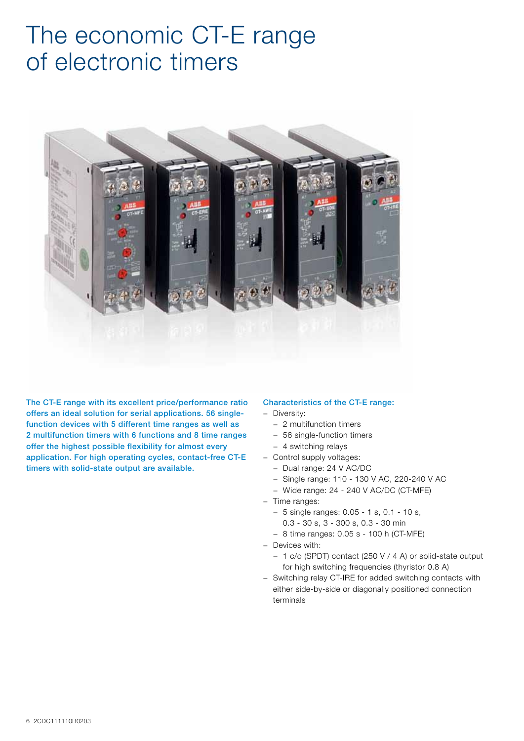# The economic CT-E range of electronic timers

**The CT-E range with its excellent price/performance ratio offers an ideal solution for serial applications. 56 single-function devices with 5 different time ranges as well as 2 multifunction timers with 6 functions and 8 time ranges offer the highest possible flexibility for almost every application. For high operating cycles, contact-free CT-E timers with solid-state output are available.**

**Characteristics of the CT-E range:**

- Diversity:
  - 2 multifunction timers
  - 56 single-function timers
  - 4 switching relays
- Control supply voltages:
  - Dual range: 24 V AC/DC
  - Single range: 110 - 130 V AC, 220-240 V AC
  - Wide range: 24 - 240 V AC/DC (CT-MFE)
- Time ranges:
  - 5 single ranges: 0.05 - 1 s, 0.1 - 10 s, 0.3 - 30 s, 3 - 300 s, 0.3 - 30 min
  - 8 time ranges: 0.05 s - 100 h (CT-MFE)
- Devices with:
  - 1 c/o (SPDT) contact (250 V / 4 A) or solid-state output for high switching frequencies (thyristor 0.8 A)
- Switching relay CT-IRE for added switching contacts with either side-by-side or diagonally positioned connection terminals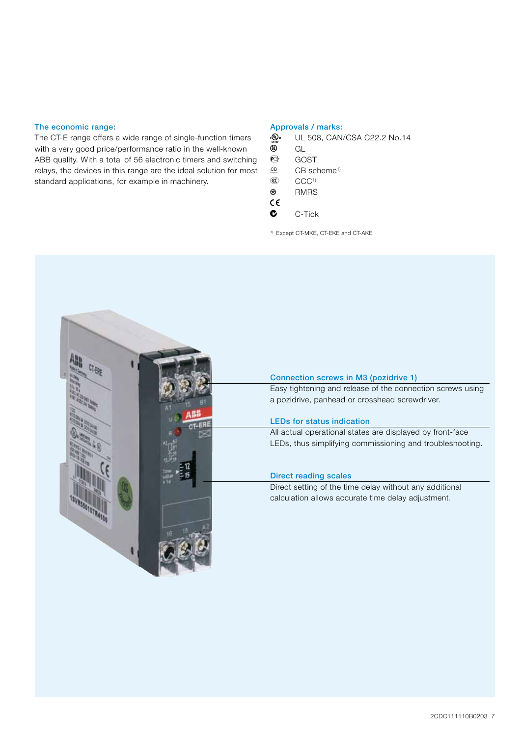### The economic range:

The CT-E range offers a wide range of single-function timers with a very good price/performance ratio in the well-known ABB quality. With a total of 56 electronic timers and switching relays, the devices in this range are the ideal solution for most standard applications, for example in machinery.

### Approvals / marks:

- UL 508, CAN/CSA C22.2 No.14
- GL
- GOST
- CB scheme[1]
- CCC[1]
- RMRS
- CE
- C-Tick

[1] Except CT-MKE, CT-EKE and CT-AKE

### Connection screws in M3 (pozidrive 1)

Easy tightening and release of the connection screws using a pozidrive, panhead or crosshead screwdriver.

### LEDs for status indication

All actual operational states are displayed by front-face LEDs, thus simplifying commissioning and troubleshooting.

### Direct reading scales

Direct setting of the time delay without any additional calculation allows accurate time delay adjustment.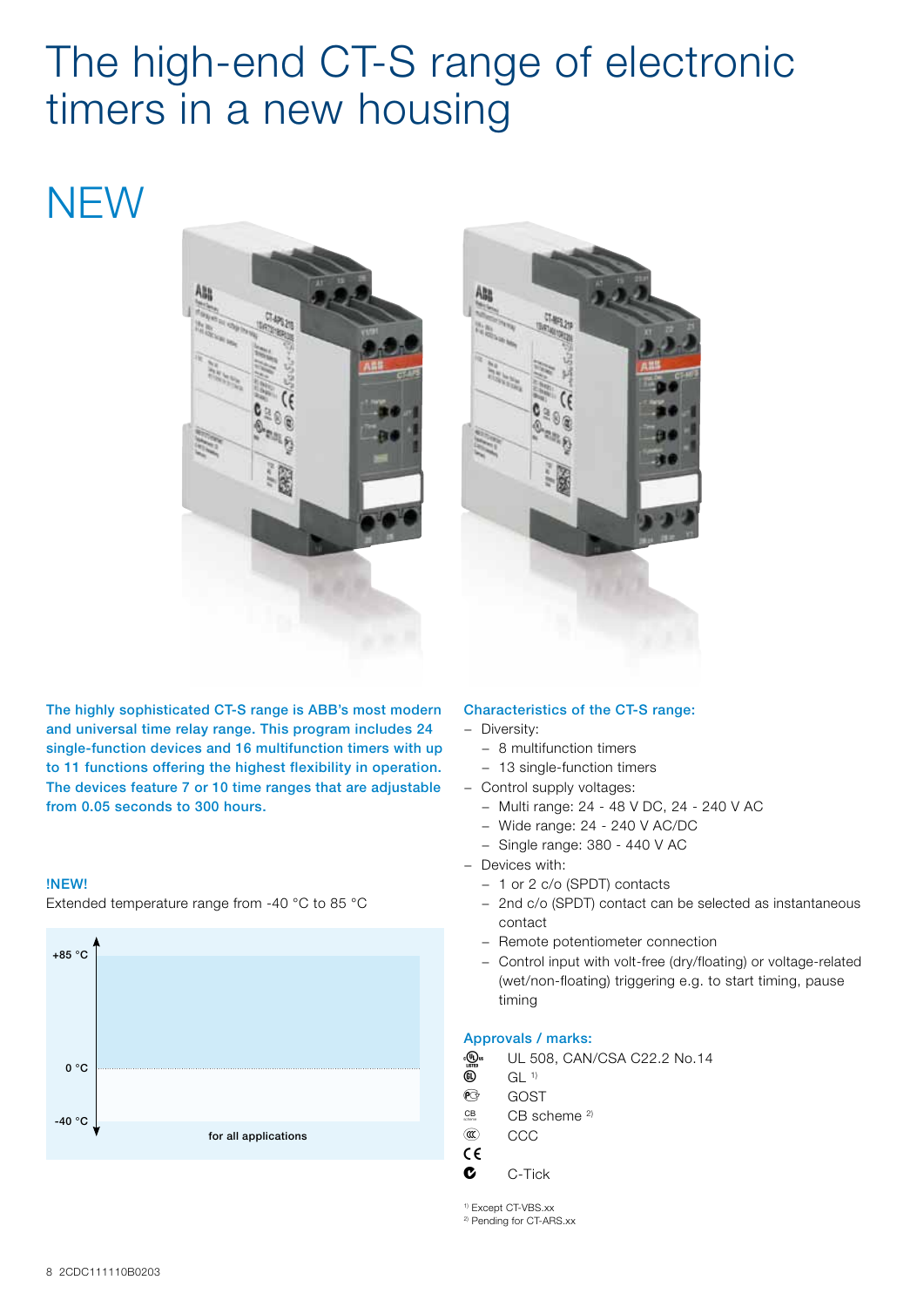# The high-end CT-S range of electronic timers in a new housing

## NEW

**The highly sophisticated CT-S range is ABB's most modern and universal time relay range. This program includes 24 single-function devices and 16 multifunction timers with up to 11 functions offering the highest flexibility in operation. The devices feature 7 or 10 time ranges that are adjustable from 0.05 seconds to 300 hours.**

**!NEW!**

Extended temperature range from -40 °C to 85 °C

+85 °C

0 °C

-40 °C

for all applications

### Characteristics of the CT-S range:

- Diversity:
  - 8 multifunction timers
  - 13 single-function timers
- Control supply voltages:
  - Multi range: 24 - 48 V DC, 24 - 240 V AC
  - Wide range: 24 - 240 V AC/DC
  - Single range: 380 - 440 V AC
- Devices with:
  - 1 or 2 c/o (SPDT) contacts
  - 2nd c/o (SPDT) contact can be selected as instantaneous contact
  - Remote potentiometer connection
  - Control input with volt-free (dry/floating) or voltage-related (wet/non-floating) triggering e.g. to start timing, pause timing

### Approvals / marks:

- UL 508, CAN/CSA C22.2 No.14
- GL [1]
- GOST
- CB scheme [2]
- CCC
- CE
- C-Tick

[1] Except CT-VBS.xx
[2] Pending for CT-ARS.xx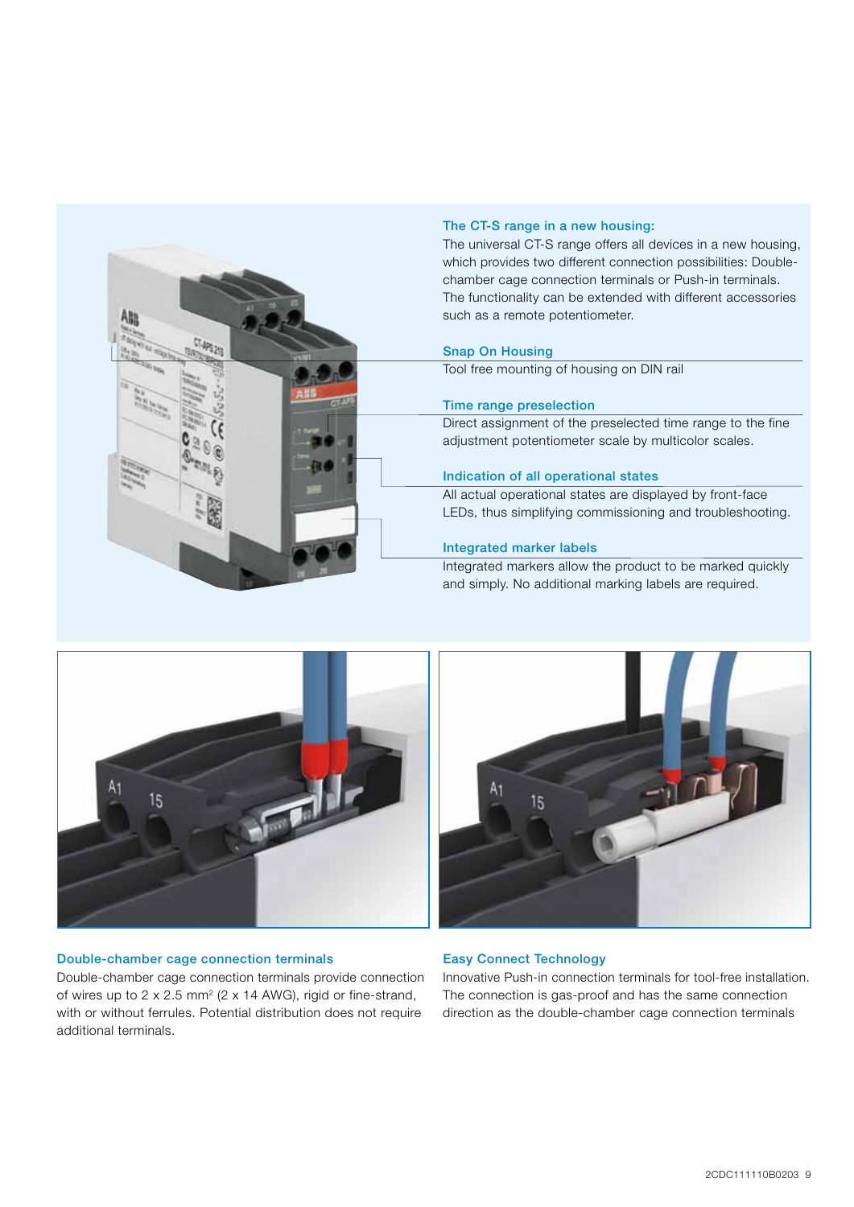### The CT-S range in a new housing:

The universal CT-S range offers all devices in a new housing, which provides two different connection possibilities: Double-chamber cage connection terminals or Push-in terminals. The functionality can be extended with different accessories such as a remote potentiometer.

### Snap On Housing

Tool free mounting of housing on DIN rail

### Time range preselection

Direct assignment of the preselected time range to the fine adjustment potentiometer scale by multicolor scales.

### Indication of all operational states

All actual operational states are displayed by front-face LEDs, thus simplifying commissioning and troubleshooting.

### Integrated marker labels

Integrated markers allow the product to be marked quickly and simply. No additional marking labels are required.

### Double-chamber cage connection terminals

Double-chamber cage connection terminals provide connection of wires up to 2 x 2.5 mm² (2 x 14 AWG), rigid or fine-strand, with or without ferrules. Potential distribution does not require additional terminals.

### Easy Connect Technology

Innovative Push-in connection terminals for tool-free installation. The connection is gas-proof and has the same connection direction as the double-chamber cage connection terminals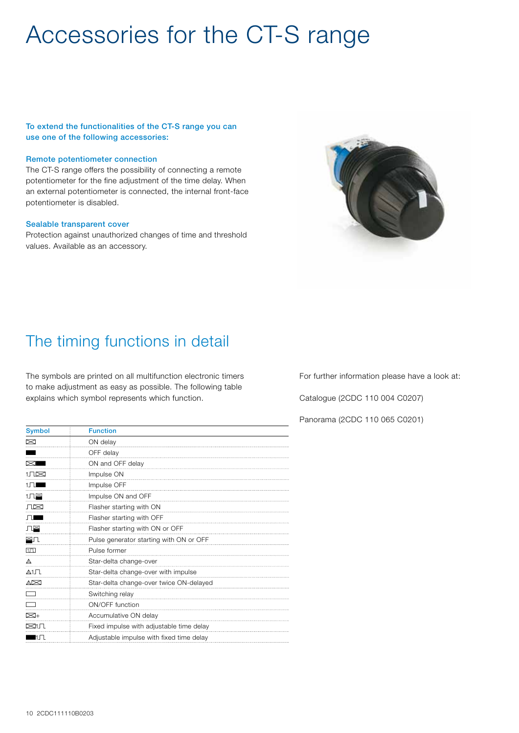# Accessories for the CT-S range

**To extend the functionalities of the CT-S range you can use one of the following accessories:**

### Remote potentiometer connection

The CT-S range offers the possibility of connecting a remote potentiometer for the fine adjustment of the time delay. When an external potentiometer is connected, the internal front-face potentiometer is disabled.

### Sealable transparent cover

Protection against unauthorized changes of time and threshold values. Available as an accessory.

## The timing functions in detail

The symbols are printed on all multifunction electronic timers to make adjustment as easy as possible. The following table explains which symbol represents which function.

| Symbol | Function |
|---|---|
| ⊠ | ON delay |
| ■ | OFF delay |
| ⊠■ | ON and OFF delay |
| 1⎍⊠ | Impulse ON |
| 1⎍■ | Impulse OFF |
| 1⎍⊠■ | Impulse ON and OFF |
| ⎍⊠ | Flasher starting with ON |
| ⎍■ | Flasher starting with OFF |
| ⎍⊠■ | Flasher starting with ON or OFF |
| ⊠■⎍ | Pulse generator starting with ON or OFF |
| 1⎍ | Pulse former |
| △ | Star-delta change-over |
| △1⎍ | Star-delta change-over with impulse |
| △⊠ | Star-delta change-over twice ON-delayed |
| ▭ | Switching relay |
| ▭ | ON/OFF function |
| ⊠+ | Accumulative ON delay |
| ⊠1⎍ | Fixed impulse with adjustable time delay |
| ■1⎍ | Adjustable impulse with fixed time delay |

For further information please have a look at:

Catalogue (2CDC 110 004 C0207)

Panorama (2CDC 110 065 C0201)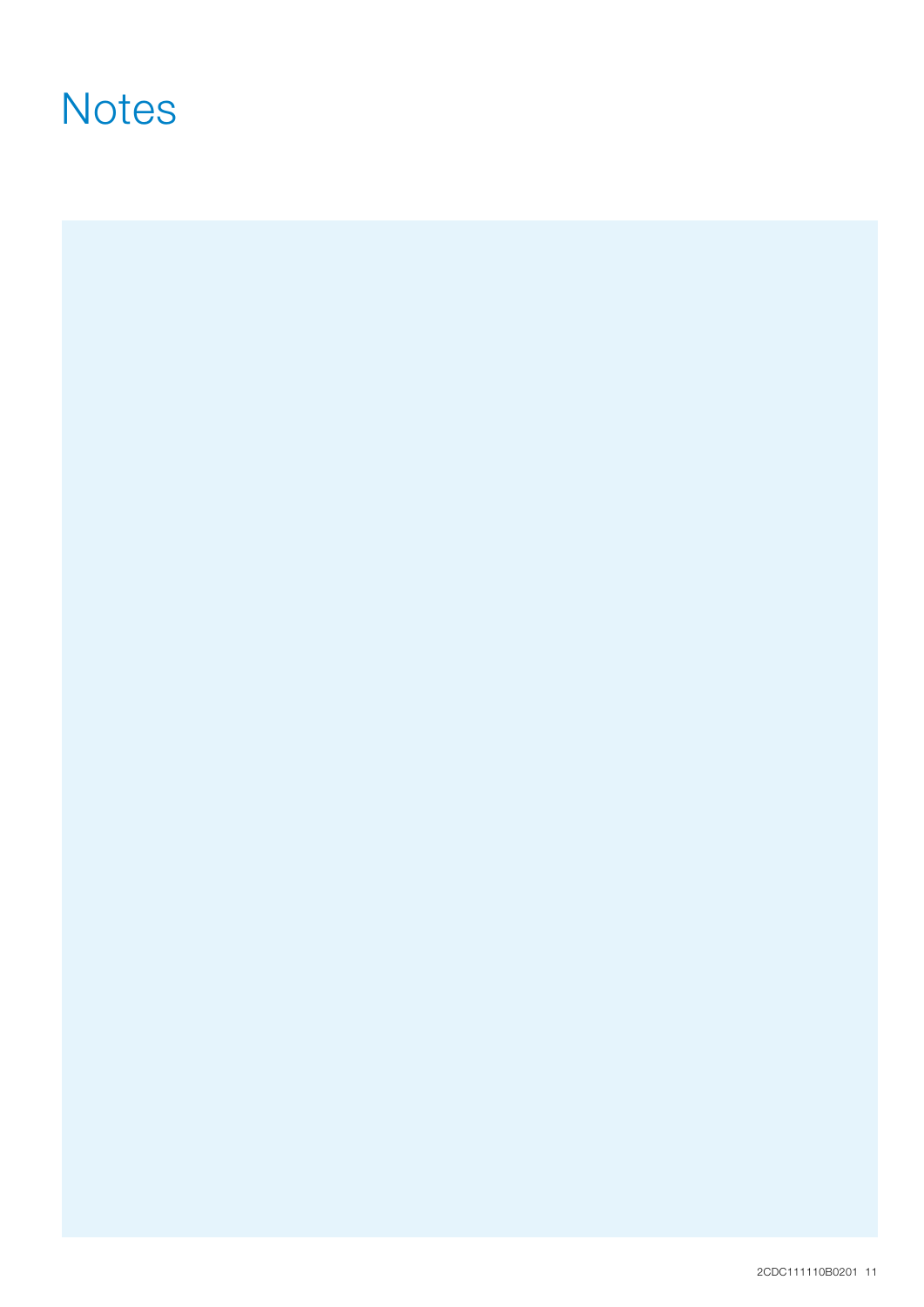# Notes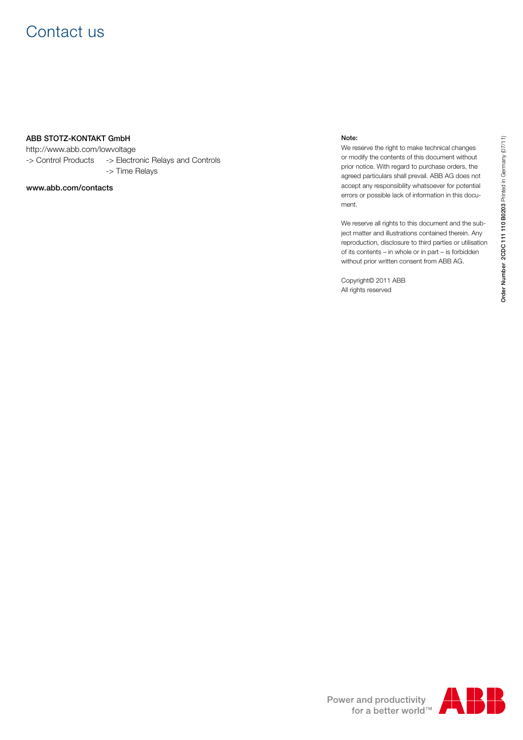# Contact us

**ABB STOTZ-KONTAKT GmbH**
http://www.abb.com/lowvoltage
-> Control Products -> Electronic Relays and Controls
-> Time Relays

**www.abb.com/contacts**

**Note:**
We reserve the right to make technical changes or modify the contents of this document without prior notice. With regard to purchase orders, the agreed particulars shall prevail. ABB AG does not accept any responsibility whatsoever for potential errors or possible lack of information in this document.

We reserve all rights to this document and the subject matter and illustrations contained therein. Any reproduction, disclosure to third parties or utilisation of its contents – in whole or in part – is forbidden without prior written consent from ABB AG.

Copyright© 2011 ABB
All rights reserved

**Order Number 2CDC 111 110 B0203** Printed in Germany (07/11)

Power and productivity
for a better world™